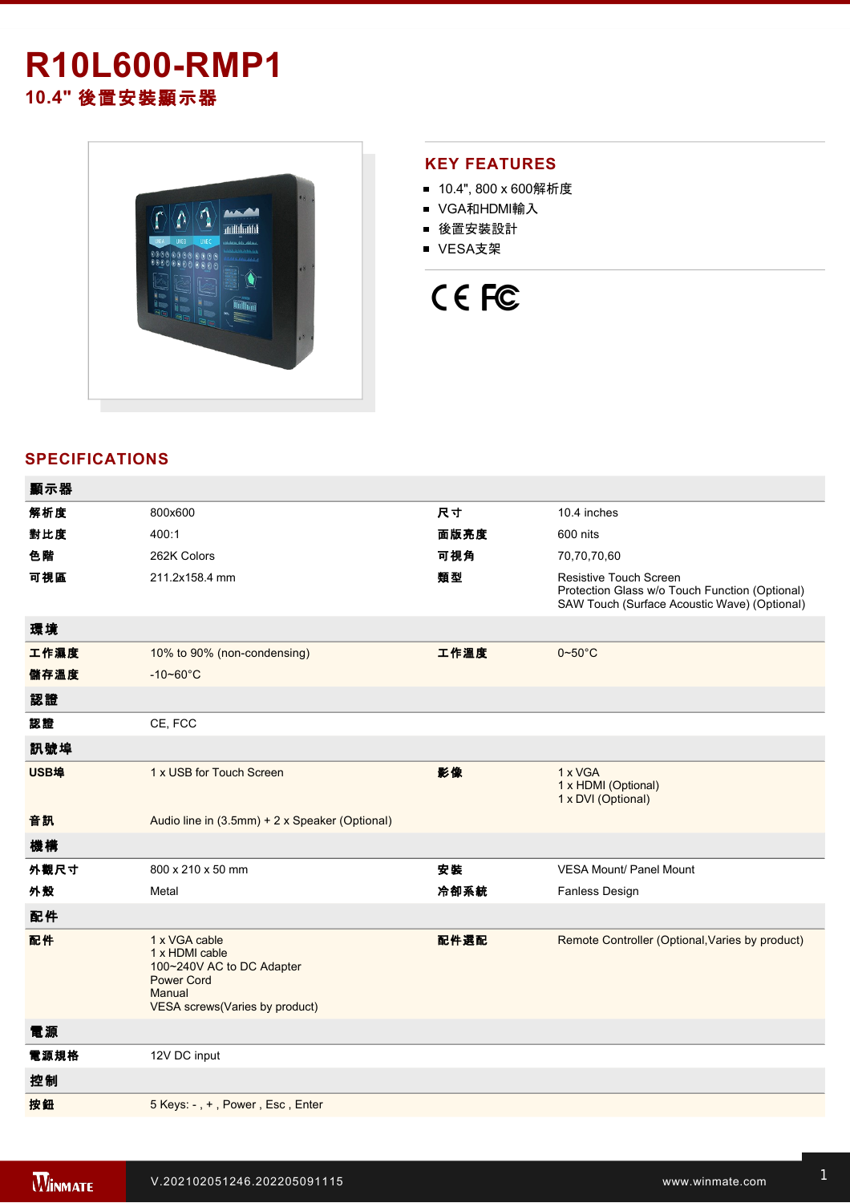# R10L600-RMP1

## 10.4" 後置安裝顯示器

## KEY FEATURES

- 10.4", 800 x 600解析度
- VGA和HDMI輸入
- 後置安裝設計
- VESA支架

## SPECIFICATIONS

| 顯示器 | | | |
|---|---|---|---|
| 解析度 | 800x600 | 尺寸 | 10.4 inches |
| 對比度 | 400:1 | 面版亮度 | 600 nits |
| 色階 | 262K Colors | 可視角 | 70,70,70,60 |
| 可視區 | 211.2x158.4 mm | 類型 | Resistive Touch Screen<br>Protection Glass w/o Touch Function (Optional)<br>SAW Touch (Surface Acoustic Wave) (Optional) |
| **環境** | | | |
| 工作濕度 | 10% to 90% (non-condensing) | 工作溫度 | 0~50°C |
| 儲存溫度 | -10~60°C | | |
| **認證** | | | |
| 認證 | CE, FCC | | |
| **訊號埠** | | | |
| USB埠 | 1 x USB for Touch Screen | 影像 | 1 x VGA<br>1 x HDMI (Optional)<br>1 x DVI (Optional) |
| 音訊 | Audio line in (3.5mm) + 2 x Speaker (Optional) | | |
| **機構** | | | |
| 外觀尺寸 | 800 x 210 x 50 mm | 安裝 | VESA Mount/ Panel Mount |
| 外殼 | Metal | 冷卻系統 | Fanless Design |
| **配件** | | | |
| 配件 | 1 x VGA cable<br>1 x HDMI cable<br>100~240V AC to DC Adapter<br>Power Cord<br>Manual<br>VESA screws(Varies by product) | 配件選配 | Remote Controller (Optional,Varies by product) |
| **電源** | | | |
| 電源規格 | 12V DC input | | |
| **控制** | | | |
| 按鈕 | 5 Keys: - , + , Power , Esc , Enter | | |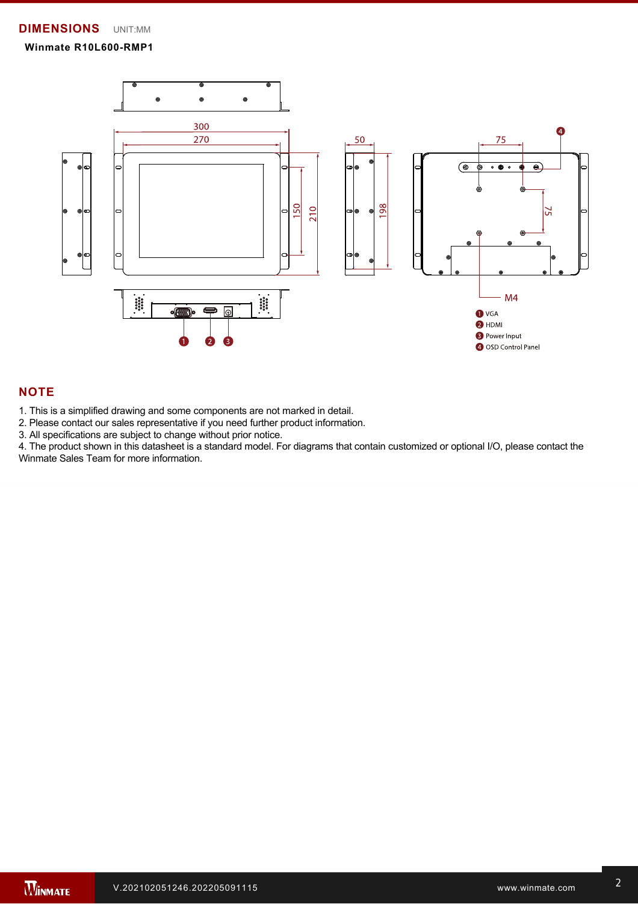## DIMENSIONS UNIT:MM

**Winmate R10L600-RMP1**

300

270

50

75

150

210

198

75

M4

1 VGA
2 HDMI
3 Power Input
4 OSD Control Panel

## NOTE

1. This is a simplified drawing and some components are not marked in detail.
2. Please contact our sales representative if you need further product information.
3. All specifications are subject to change without prior notice.
4. The product shown in this datasheet is a standard model. For diagrams that contain customized or optional I/O, please contact the Winmate Sales Team for more information.